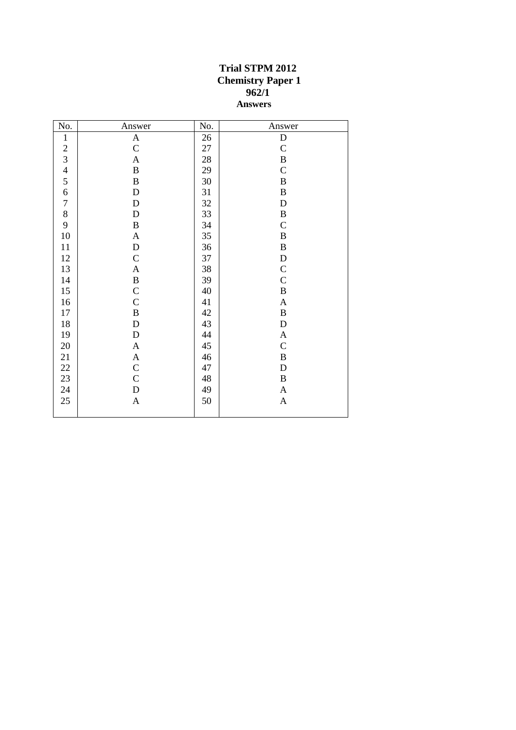# Trial STPM 2012
## Chemistry Paper 1
## 962/1
## Answers

| No. | Answer | No. | Answer |
|---|---|---|---|
| 1 | A | 26 | D |
| 2 | C | 27 | C |
| 3 | A | 28 | B |
| 4 | B | 29 | C |
| 5 | B | 30 | B |
| 6 | D | 31 | B |
| 7 | D | 32 | D |
| 8 | D | 33 | B |
| 9 | B | 34 | C |
| 10 | A | 35 | B |
| 11 | D | 36 | B |
| 12 | C | 37 | D |
| 13 | A | 38 | C |
| 14 | B | 39 | C |
| 15 | C | 40 | B |
| 16 | C | 41 | A |
| 17 | B | 42 | B |
| 18 | D | 43 | D |
| 19 | D | 44 | A |
| 20 | A | 45 | C |
| 21 | A | 46 | B |
| 22 | C | 47 | D |
| 23 | C | 48 | B |
| 24 | D | 49 | A |
| 25 | A | 50 | A |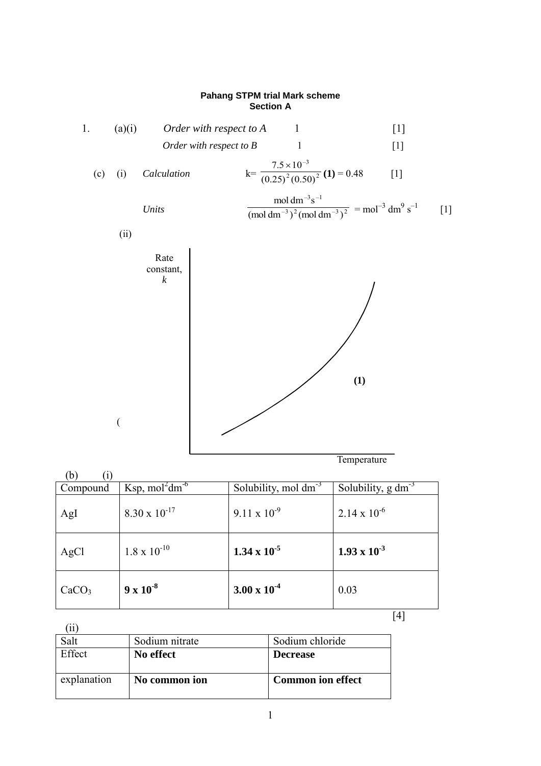**Pahang STPM trial Mark scheme**
**Section A**

1. (a)(i) *Order with respect to A* 1 [1]

*Order with respect to B* 1 [1]

(c) (i) *Calculation* $k = \dfrac{7.5 \times 10^{-3}}{(0.25)^2(0.50)^2}$ **(1)** = 0.48 [1]

*Units* $\dfrac{\text{mol dm}^{-3}\text{s}^{-1}}{(\text{mol dm}^{-3})^2(\text{mol dm}^{-3})^2} = \text{mol}^{-3}\text{ dm}^9\text{ s}^{-1}$ [1]

(ii)

Rate constant, *k*

**(1)**

(

Temperature

(b) (i)

| Compound | Ksp, $mol^2dm^{-6}$ | Solubility, mol $dm^{-3}$ | Solubility, g $dm^{-3}$ |
|---|---|---|---|
| AgI | $8.30 \times 10^{-17}$ | $9.11 \times 10^{-9}$ | $2.14 \times 10^{-6}$ |
| AgCl | $1.8 \times 10^{-10}$ | **$1.34 \times 10^{-5}$** | **$1.93 \times 10^{-3}$** |
| $CaCO_3$ | **$9 \times 10^{-8}$** | **$3.00 \times 10^{-4}$** | 0.03 |

[4]

(ii)

| Salt | Sodium nitrate | Sodium chloride |
|---|---|---|
| Effect | **No effect** | **Decrease** |
| explanation | **No common ion** | **Common ion effect** |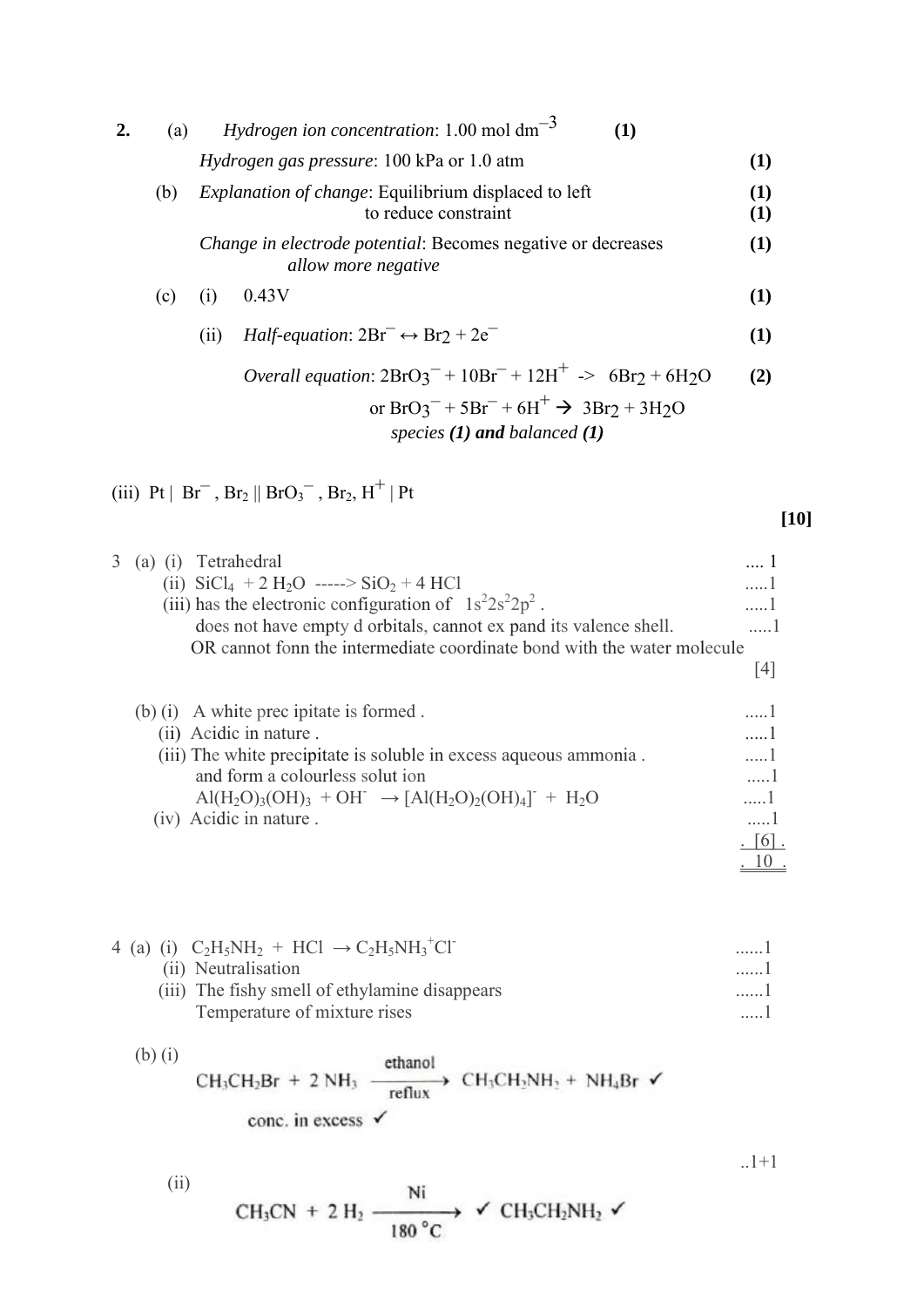**2.** (a) *Hydrogen ion concentration*: 1.00 mol $dm^{-3}$ **(1)**

*Hydrogen gas pressure*: 100 kPa or 1.0 atm **(1)**

(b) *Explanation of change*: Equilibrium displaced to left **(1)**
to reduce constraint **(1)**

*Change in electrode potential*: Becomes negative or decreases **(1)**
*allow more negative*

(c) (i) 0.43V **(1)**

(ii) *Half-equation*: $2Br^{-} \leftrightarrow Br_2 + 2e^{-}$ **(1)**

*Overall equation*: $2BrO_3^{-} + 10Br^{-} + 12H^{+} \rightarrow 6Br_2 + 6H_2O$ **(2)**

or $BrO_3^{-} + 5Br^{-} + 6H^{+} \rightarrow 3Br_2 + 3H_2O$

*species **(1)** and balanced **(1)***

(iii) Pt | $Br^{-}$ , $Br_2$ || $BrO_3^{-}$ , $Br_2$, $H^{+}$ | Pt

**[10]**

3 (a) (i) Tetrahedral .... 1

(ii) $SiCl_4 + 2H_2O \rightarrow SiO_2 + 4HCl$ .....1

(iii) has the electronic configuration of $1s^2 2s^2 2p^2$ . .....1
does not have empty d orbitals, cannot ex pand its valence shell. .....1
OR cannot fonn the intermediate coordinate bond with the water molecule

[4]

(b) (i) A white prec ipitate is formed . .....1

(ii) Acidic in nature . .....1

(iii) The white precipitate is soluble in excess aqueous ammonia . .....1
and form a colourless solut ion .....1
$Al(H_2O)_3(OH)_3 + OH^{-} \rightarrow [Al(H_2O)_2(OH)_4]^{-} + H_2O$ .....1

(iv) Acidic in nature . .....1

[6]

10

4 (a) (i) $C_2H_5NH_2 + HCl \rightarrow C_2H_5NH_3^{+}Cl^{-}$ ......1

(ii) Neutralisation ......1

(iii) The fishy smell of ethylamine disappears ......1
Temperature of mixture rises .....1

(b) (i)

$$CH_3CH_2Br + 2NH_3 \xrightarrow[\text{reflux}]{\text{ethanol}} CH_3CH_2NH_2 + NH_4Br \checkmark$$

conc. in excess ✓

..1+1

(ii)

$$CH_3CN + 2H_2 \xrightarrow[180\,^{\circ}C]{Ni} \checkmark\ CH_3CH_2NH_2 \checkmark$$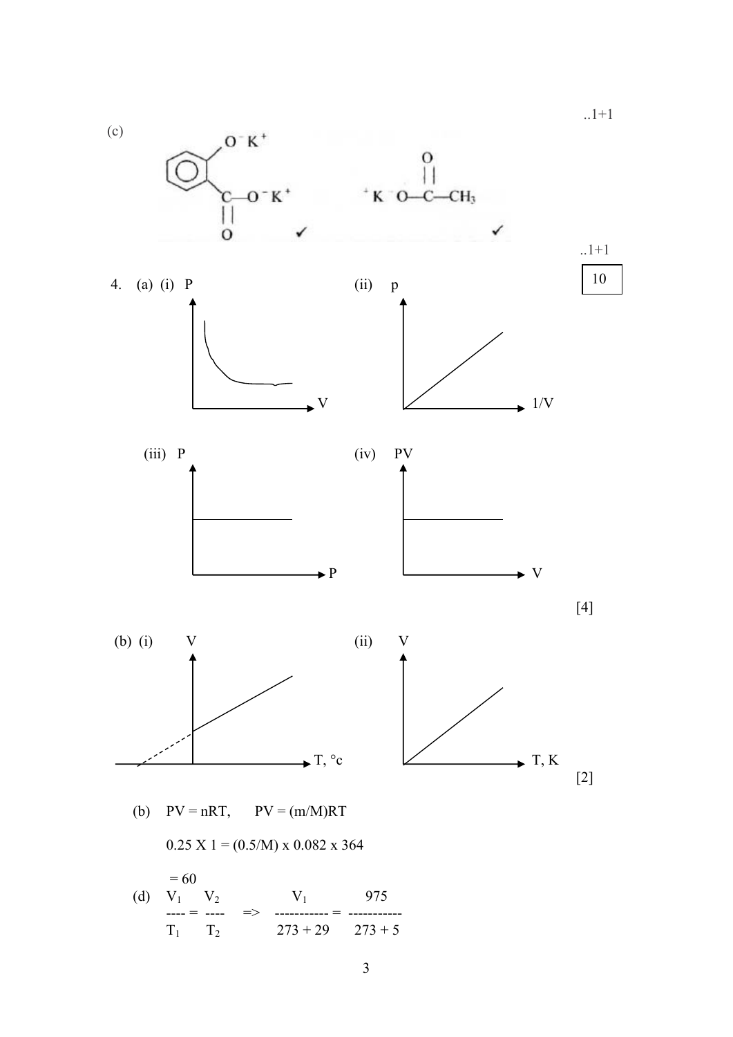..1+1

(c) ✓ ✓

..1+1

10

4. (a) (i) P vs V

(ii) p vs 1/V

(iii) P vs P

(iv) PV vs V

[4]

(b) (i) V vs T, °c

(ii) V vs T, K

[2]

(b) $PV = nRT$, $PV = (m/M)RT$

$0.25 \times 1 = (0.5/M) \times 0.082 \times 364$

$= 60$

(d) $\frac{V_1}{T_1} = \frac{V_2}{T_2} \Rightarrow \frac{V_1}{273 + 29} = \frac{975}{273 + 5}$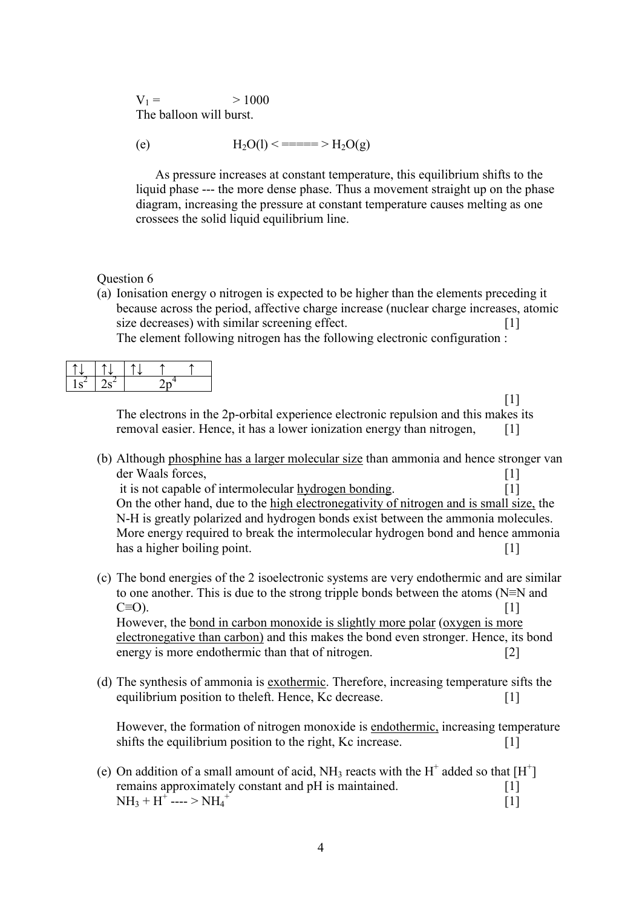$V_1 =$ > 1000

The balloon will burst.

(e) $H_2O(l) <=====> H_2O(g)$

As pressure increases at constant temperature, this equilibrium shifts to the liquid phase --- the more dense phase. Thus a movement straight up on the phase diagram, increasing the pressure at constant temperature causes melting as one crossees the solid liquid equilibrium line.

Question 6

(a) Ionisation energy o nitrogen is expected to be higher than the elements preceding it because across the period, affective charge increase (nuclear charge increases, atomic size decreases) with similar screening effect. [1]

The element following nitrogen has the following electronic configuration :

| ↑↓ | ↑↓ | ↑↓ ↑ ↑ |
|---|---|---|
| $1s^2$ | $2s^2$ | $2p^4$ |

[1]

The electrons in the 2p-orbital experience electronic repulsion and this makes its removal easier. Hence, it has a lower ionization energy than nitrogen, [1]

(b) Although phosphine has a larger molecular size than ammonia and hence stronger van der Waals forces, [1]
it is not capable of intermolecular hydrogen bonding. [1]
On the other hand, due to the high electronegativity of nitrogen and is small size, the N-H is greatly polarized and hydrogen bonds exist between the ammonia molecules. More energy required to break the intermolecular hydrogen bond and hence ammonia has a higher boiling point. [1]

(c) The bond energies of the 2 isoelectronic systems are very endothermic and are similar to one another. This is due to the strong tripple bonds between the atoms (N≡N and C≡O). [1]
However, the bond in carbon monoxide is slightly more polar (oxygen is more electronegative than carbon) and this makes the bond even stronger. Hence, its bond energy is more endothermic than that of nitrogen. [2]

(d) The synthesis of ammonia is exothermic. Therefore, increasing temperature sifts the equilibrium position to theleft. Hence, Kc decrease. [1]

However, the formation of nitrogen monoxide is endothermic, increasing temperature shifts the equilibrium position to the right, Kc increase. [1]

(e) On addition of a small amount of acid, $NH_3$ reacts with the $H^+$ added so that $[H^+]$ remains approximately constant and pH is maintained. [1]
$NH_3 + H^+ ----> NH_4^+$ [1]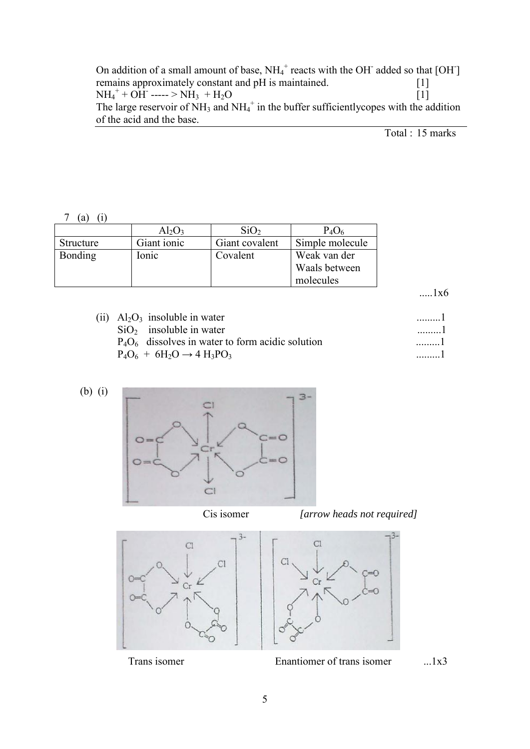On addition of a small amount of base, $NH_4^+$ reacts with the $OH^-$ added so that $[OH^-]$ remains approximately constant and pH is maintained. [1]

$NH_4^+ + OH^-$ -----> $NH_3 + H_2O$ [1]

The large reservoir of $NH_3$ and $NH_4^+$ in the buffer sufficientlycopes with the addition of the acid and the base.

Total : 15 marks

7 (a) (i)

| | $Al_2O_3$ | $SiO_2$ | $P_4O_6$ |
|---|---|---|---|
| Structure | Giant ionic | Giant covalent | Simple molecule |
| Bonding | Ionic | Covalent | Weak van der Waals between molecules |

.....1x6

(ii) $Al_2O_3$ insoluble in water .........1

$SiO_2$ insoluble in water .........1

$P_4O_6$ dissolves in water to form acidic solution .........1

$P_4O_6 + 6H_2O \rightarrow 4\ H_3PO_3$ .........1

(b) (i)

Cis isomer *[arrow heads not required]*

Trans isomer Enantiomer of trans isomer ...1x3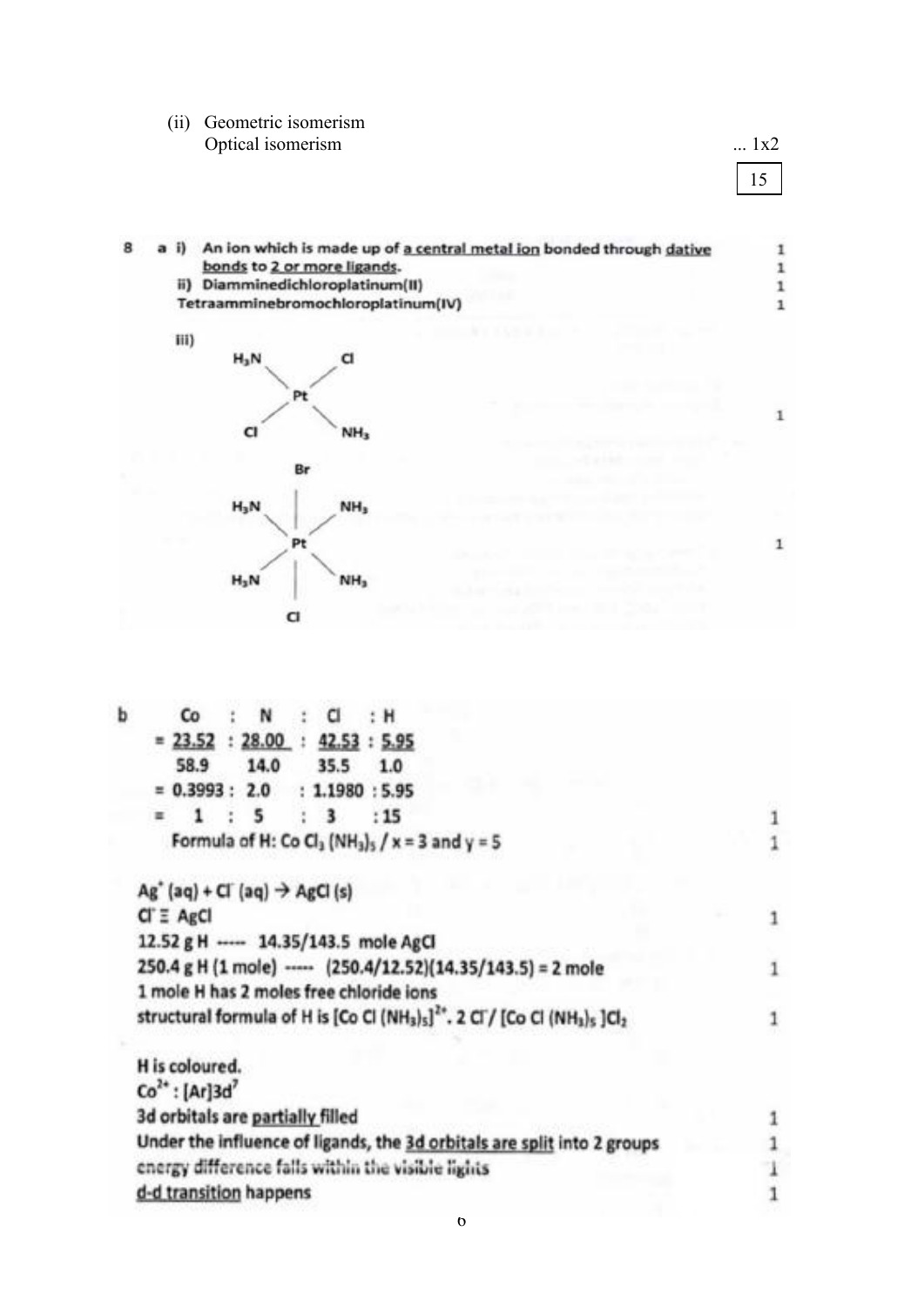(ii) Geometric isomerism
Optical isomerism ... 1x2

15

8 a i) An ion which is made up of <u>a central metal ion</u> bonded through <u>dative bonds</u> to <u>2 or more ligands</u>. 1 1

ii) Diamminedichloroplatinum(II) 1
Tetraamminebromochloroplatinum(IV) 1

iii)

```
H3N       Cl
   \     /
     Pt
   /     \
Cl        NH3
```

1

```
         Br
         |
H3N      |      NH3
    \    |    /
        Pt
    /    |    \
H3N      |      NH3
         |
         Cl
```

1

b Co : N : Cl : H

$= \frac{23.52}{58.9} : \frac{28.00}{14.0} : \frac{42.53}{35.5} : \frac{5.95}{1.0}$

$= 0.3993 : 2.0 : 1.1980 : 5.95$

$= 1 : 5 : 3 : 15$ 1

Formula of H: $Co\,Cl_3\,(NH_3)_5$ / x = 3 and y = 5 1

$Ag^+ (aq) + Cl^- (aq) \rightarrow AgCl (s)$

$Cl^- \equiv AgCl$ 1

12.52 g H ----- 14.35/143.5 mole AgCl

250.4 g H (1 mole) ----- (250.4/12.52)(14.35/143.5) = 2 mole 1

1 mole H has 2 moles free chloride ions

structural formula of H is $[Co\,Cl\,(NH_3)_5]^{2+}.\,2\,Cl^-$ / $[Co\,Cl\,(NH_3)_5\,]Cl_2$ 1

H is coloured.

$Co^{2+}$ : $[Ar]3d^7$

3d orbitals are <u>partially</u> filled 1

Under the influence of ligands, the <u>3d orbitals are split</u> into 2 groups 1

energy difference falls within the visible lights 1

<u>d-d transition</u> happens 1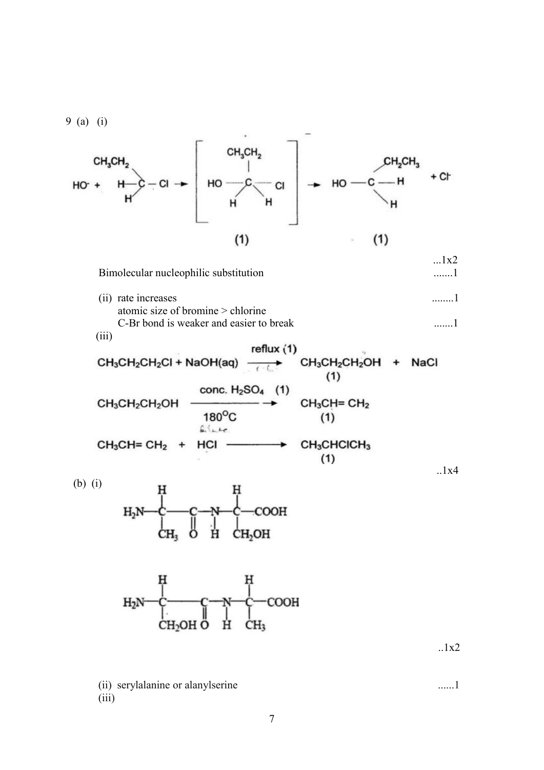9 (a) (i)

$$HO^- + H{-}\overset{CH_3CH_2}{C}(H){-}Cl \rightarrow \left[ HO \cdots \overset{CH_3CH_2}{\underset{H \quad H}{C}} \cdots Cl \right]^- \rightarrow HO{-}C(CH_2CH_3)(H)(H) + Cl^-$$

(1) (1)

...1x2

Bimolecular nucleophilic substitution .......1

(ii) rate increases ........1

atomic size of bromine > chlorine

C-Br bond is weaker and easier to break .......1

(iii)

$$CH_3CH_2CH_2Cl + NaOH(aq) \xrightarrow{\text{reflux (1)}} CH_3CH_2CH_2OH \; (1) + NaCl$$

$$CH_3CH_2CH_2OH \xrightarrow[180^oC]{\text{conc. } H_2SO_4 \; (1)} CH_3CH{=}CH_2 \; (1)$$

$$CH_3CH{=}CH_2 + HCl \longrightarrow CH_3CHClCH_3 \; (1)$$

..1x4

(b) (i)

$$H_2N{-}\underset{CH_3}{\overset{H}{C}}{-}\underset{O}{\overset{\|}{C}}{-}\underset{H}{N}{-}\underset{CH_2OH}{\overset{H}{C}}{-}COOH$$

$$H_2N{-}\underset{CH_2OH}{\overset{H}{C}}{-}\underset{O}{\overset{\|}{C}}{-}\underset{H}{N}{-}\underset{CH_3}{\overset{H}{C}}{-}COOH$$

..1x2

(ii) serylalanine or alanylserine ......1

(iii)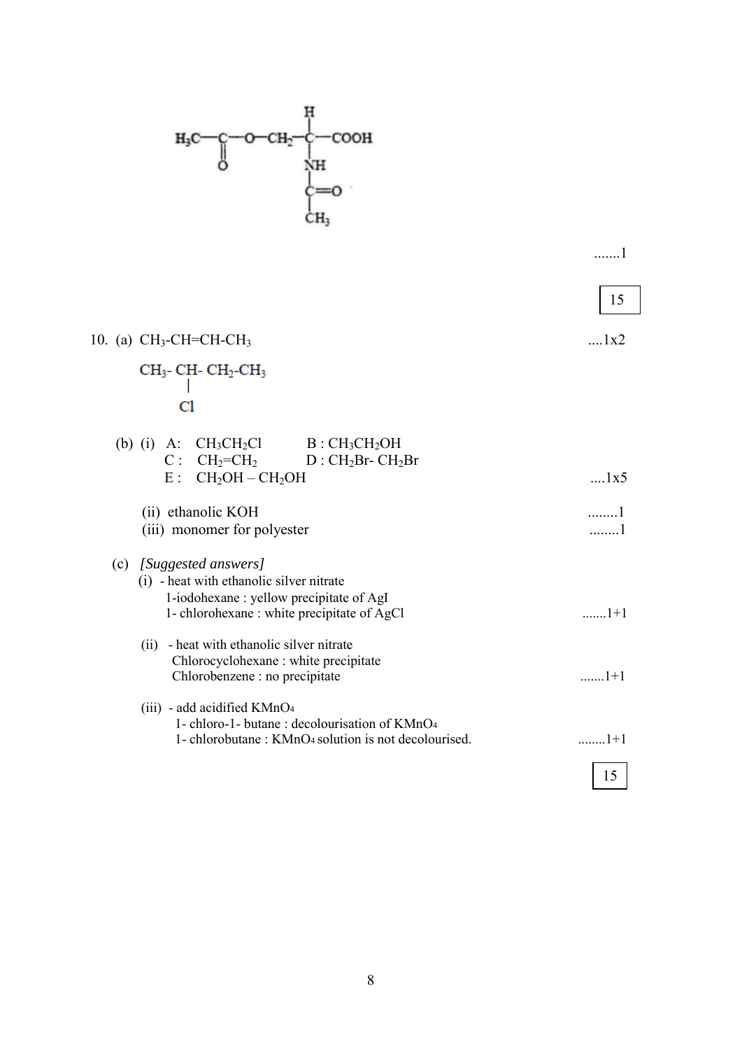$$H_3C-\underset{\underset{O}{\|}}{C}-O-CH_2-\overset{\overset{H}{|}}{\underset{\underset{\underset{\underset{CH_3}{|}}{C=O}}{|}}{\underset{NH}{|}}}{C}}-COOH$$

.......1

15

10. (a) $CH_3\text{-}CH\text{=}CH\text{-}CH_3$ ....1x2

$$CH_3\text{-}\underset{\underset{Cl}{|}}{CH}\text{-}CH_2\text{-}CH_3$$

(b) (i) A: $CH_3CH_2Cl$ B : $CH_3CH_2OH$
C : $CH_2\text{=}CH_2$ D : $CH_2Br\text{-} CH_2Br$
E : $CH_2OH – CH_2OH$ ....1x5

(ii) ethanolic KOH ........1
(iii) monomer for polyester ........1

(c) *[Suggested answers]*
(i) - heat with ethanolic silver nitrate
1-iodohexane : yellow precipitate of AgI
1- chlorohexane : white precipitate of AgCl .......1+1

(ii) - heat with ethanolic silver nitrate
Chlorocyclohexane : white precipitate
Chlorobenzene : no precipitate .......1+1

(iii) - add acidified $KMnO_4$
1- chloro-1- butane : decolourisation of $KMnO_4$
1- chlorobutane : $KMnO_4$ solution is not decolourised. ........1+1

15